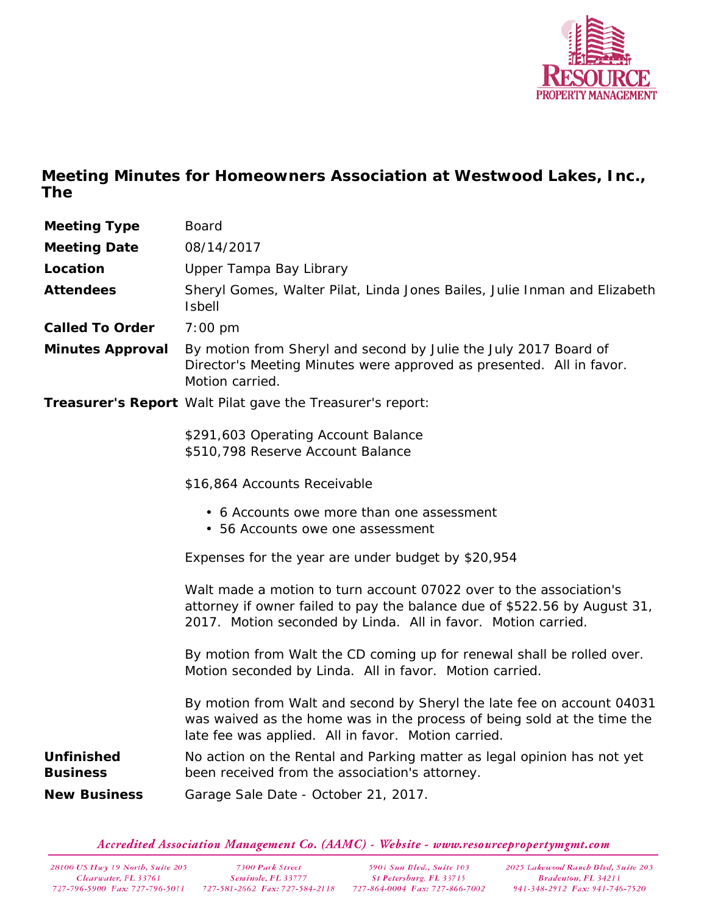## Meeting Minutes for Homeowners Association at Westwood Lakes, Inc., The

**Meeting Type** Board

**Meeting Date** 08/14/2017

**Location** Upper Tampa Bay Library

**Attendees** Sheryl Gomes, Walter Pilat, Linda Jones Bailes, Julie Inman and Elizabeth Isbell

**Called To Order** 7:00 pm

**Minutes Approval** By motion from Sheryl and second by Julie the July 2017 Board of Director's Meeting Minutes were approved as presented. All in favor. Motion carried.

**Treasurer's Report** Walt Pilat gave the Treasurer's report:

$291,603 Operating Account Balance
$510,798 Reserve Account Balance

$16,864 Accounts Receivable

- 6 Accounts owe more than one assessment
- 56 Accounts owe one assessment

Expenses for the year are under budget by $20,954

Walt made a motion to turn account 07022 over to the association's attorney if owner failed to pay the balance due of $522.56 by August 31, 2017. Motion seconded by Linda. All in favor. Motion carried.

By motion from Walt the CD coming up for renewal shall be rolled over. Motion seconded by Linda. All in favor. Motion carried.

By motion from Walt and second by Sheryl the late fee on account 04031 was waived as the home was in the process of being sold at the time the late fee was applied. All in favor. Motion carried.

**Unfinished Business** No action on the Rental and Parking matter as legal opinion has not yet been received from the association's attorney.

**New Business** Garage Sale Date - October 21, 2017.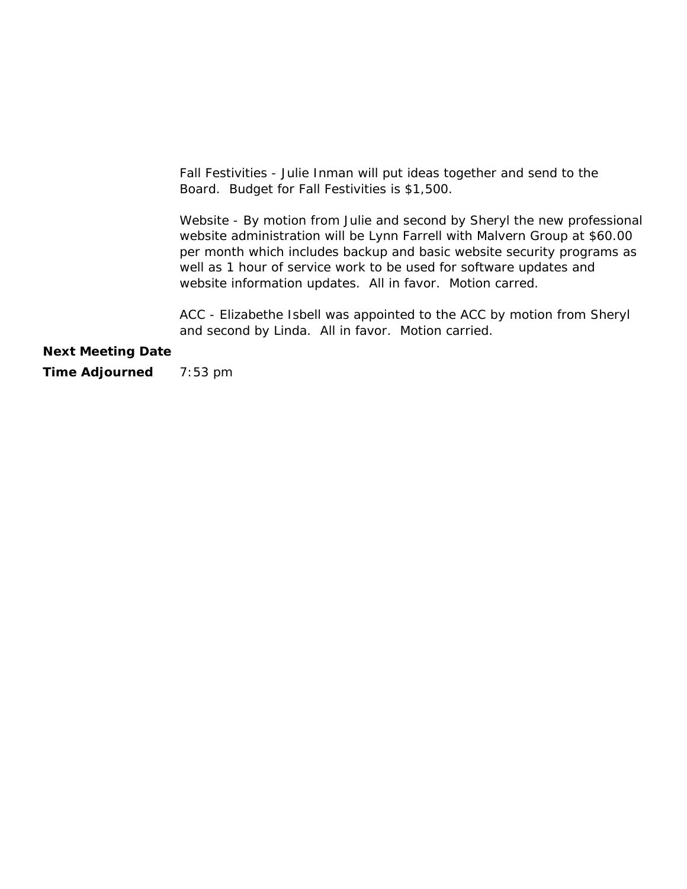Fall Festivities - Julie Inman will put ideas together and send to the Board.  Budget for Fall Festivities is $1,500.

Website - By motion from Julie and second by Sheryl the new professional website administration will be Lynn Farrell with Malvern Group at $60.00 per month which includes backup and basic website security programs as well as 1 hour of service work to be used for software updates and website information updates.  All in favor.  Motion carred.

ACC - Elizabethe Isbell was appointed to the ACC by motion from Sheryl and second by Linda.  All in favor.  Motion carried.

**Next Meeting Date**

**Time Adjourned** 7:53 pm